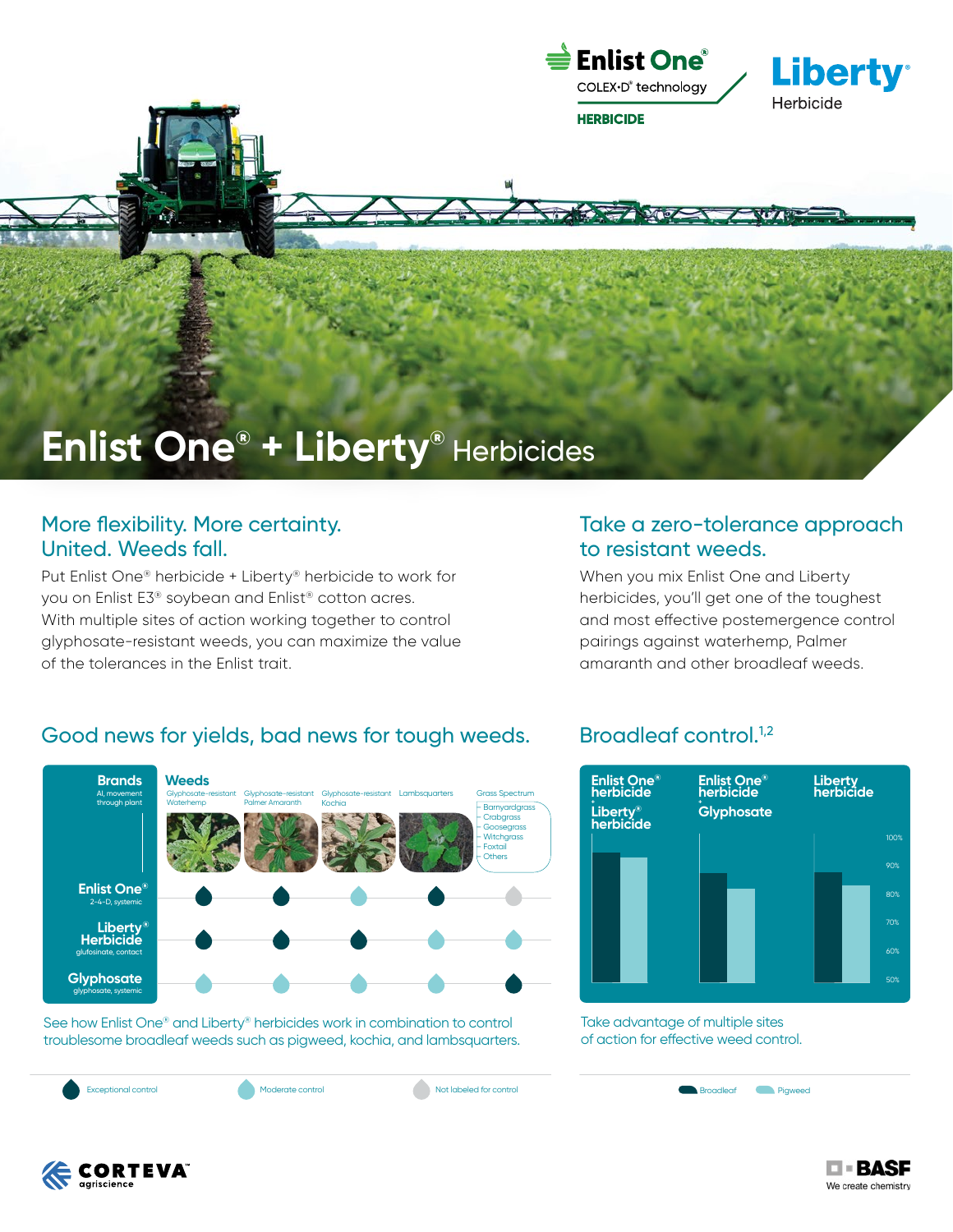# Enlist One® + Liberty® Herbicides

## More flexibility. More certainty. United. Weeds fall.

Put Enlist One® herbicide + Liberty® herbicide to work for you on Enlist E3® soybean and Enlist® cotton acres. With multiple sites of action working together to control glyphosate-resistant weeds, you can maximize the value of the tolerances in the Enlist trait.

## Take a zero-tolerance approach to resistant weeds.

When you mix Enlist One and Liberty herbicides, you'll get one of the toughest and most effective postemergence control pairings against waterhemp, Palmer amaranth and other broadleaf weeds.

## Good news for yields, bad news for tough weeds.

| Brands (AI, movement through plant) | Glyphosate-resistant Waterhemp | Glyphosate-resistant Palmer Amaranth | Glyphosate-resistant Kochia | Lambsquarters | Grass Spectrum (Barnyardgrass, Crabgrass, Goosegrass, Witchgrass, Foxtail, Others) |
|---|---|---|---|---|---|
| Enlist One® (2-4-D, systemic) | Exceptional control | Exceptional control | Moderate control | Exceptional control | Not labeled for control |
| Liberty® Herbicide (glufosinate, contact) | Exceptional control | Exceptional control | Exceptional control | Moderate control | Moderate control |
| Glyphosate (glyphosate, systemic) | Moderate control | Moderate control | Moderate control | Moderate control | Exceptional control |

See how Enlist One® and Liberty® herbicides work in combination to control troublesome broadleaf weeds such as pigweed, kochia, and lambsquarters.

## Broadleaf control.[1,2]

Bar chart (50%–100% scale) comparing Broadleaf and Pigweed control for: Enlist One® herbicide + Liberty® herbicide; Enlist One® herbicide + Glyphosate; Liberty® herbicide.

Legend: Broadleaf; Pigweed

Take advantage of multiple sites of action for effective weed control.

CORTEVA agriscience

BASF We create chemistry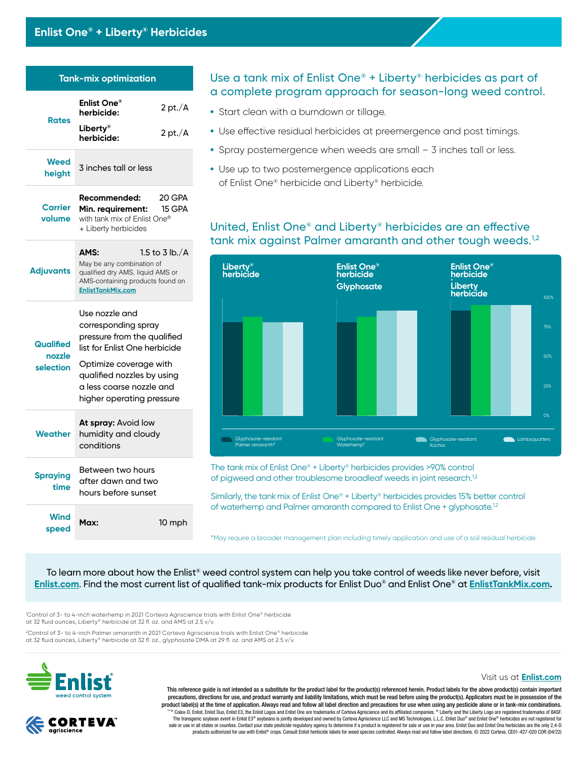# Enlist One® + Liberty® Herbicides

## Tank-mix optimization

| | | |
|---|---|---|
| **Rates** | **Enlist One® herbicide:** | 2 pt./A |
| | **Liberty® herbicide:** | 2 pt./A |
| **Weed height** | 3 inches tall or less | |
| **Carrier volume** | **Recommended:** | 20 GPA |
| | **Min. requirement:** with tank mix of Enlist One® + Liberty herbicides | 15 GPA |
| **Adjuvants** | **AMS:** May be any combination of qualified dry AMS, liquid AMS or AMS-containing products found on EnlistTankMix.com | 1.5 to 3 lb./A |
| **Qualified nozzle selection** | Use nozzle and corresponding spray pressure from the qualified list for Enlist One herbicide. Optimize coverage with qualified nozzles by using a less coarse nozzle and higher operating pressure | |
| **Weather** | **At spray:** Avoid low humidity and cloudy conditions | |
| **Spraying time** | Between two hours after dawn and two hours before sunset | |
| **Wind speed** | **Max:** | 10 mph |

## Use a tank mix of Enlist One® + Liberty® herbicides as part of a complete program approach for season-long weed control.

- Start clean with a burndown or tillage.
- Use effective residual herbicides at preemergence and post timings.
- Spray postemergence when weeds are small – 3 inches tall or less.
- Use up to two postemergence applications each of Enlist One® herbicide and Liberty® herbicide.

## United, Enlist One® and Liberty® herbicides are an effective tank mix against Palmer amaranth and other tough weeds.[1,2]

Liberty® herbicide

Enlist One® herbicide + Glyphosate

Enlist One® herbicide + Liberty herbicide

100%
75%
50%
25%
0%

Glyphosate-resistant Palmer amaranth*
Glyphosate-resistant Waterhemp*
Glyphosate-resistant Kochia
Lambsquarters

The tank mix of Enlist One® + Liberty® herbicides provides >90% control of pigweed and other troublesome broadleaf weeds in joint research.[1,2]

Similarly, the tank mix of Enlist One® + Liberty® herbicides provides 15% better control of waterhemp and Palmer amaranth compared to Enlist One + glyphosate.[1,2]

*May require a broader management plan including timely application and use of a soil residual herbicide.

To learn more about how the Enlist® weed control system can help you take control of weeds like never before, visit **Enlist.com**. Find the most current list of qualified tank-mix products for Enlist Duo® and Enlist One® at **EnlistTankMix.com**.

[1]Control of 3- to 4-inch waterhemp in 2021 Corteva Agriscience trials with Enlist One® herbicide at 32 fluid ounces, Liberty® herbicide at 32 fl. oz. and AMS at 2.5 v/v.

[2]Control of 3- to 4-inch Palmer amaranth in 2021 Corteva Agriscience trials with Enlist One® herbicide at 32 fluid ounces, Liberty® herbicide at 32 fl. oz., glyphosate DMA at 29 fl. oz. and AMS at 2.5 v/v.

Enlist weed control system

CORTEVA agriscience

Visit us at **Enlist.com**

**This reference guide is not intended as a substitute for the product label for the product(s) referenced herein. Product labels for the above product(s) contain important precautions, directions for use, and product warranty and liability limitations, which must be read before using the product(s). Applicators must be in possession of the product label(s) at the time of application. Always read and follow all label direction and precautions for use when using any pesticide alone or in tank-mix combinations.**

™® Colex-D, Enlist, Enlist Duo, Enlist E3, the Enlist Logos and Enlist One are trademarks of Corteva Agriscience and its affiliated companies. ® Liberty and the Liberty Logo are registered trademarks of BASF. The transgenic soybean event in Enlist E3® soybeans is jointly developed and owned by Corteva Agriscience LLC and MS Technologies, L.L.C. Enlist Duo® and Enlist One® herbicides are not registered for sale or use in all states or counties. Contact your state pesticide regulatory agency to determine if a product is registered for sale or use in your area. Enlist Duo and Enlist One herbicides are the only 2,4-D products authorized for use with Enlist® crops. Consult Enlist herbicide labels for weed species controlled. Always read and follow label directions. © 2022 Corteva. CE01-427-020 COR (04/22)